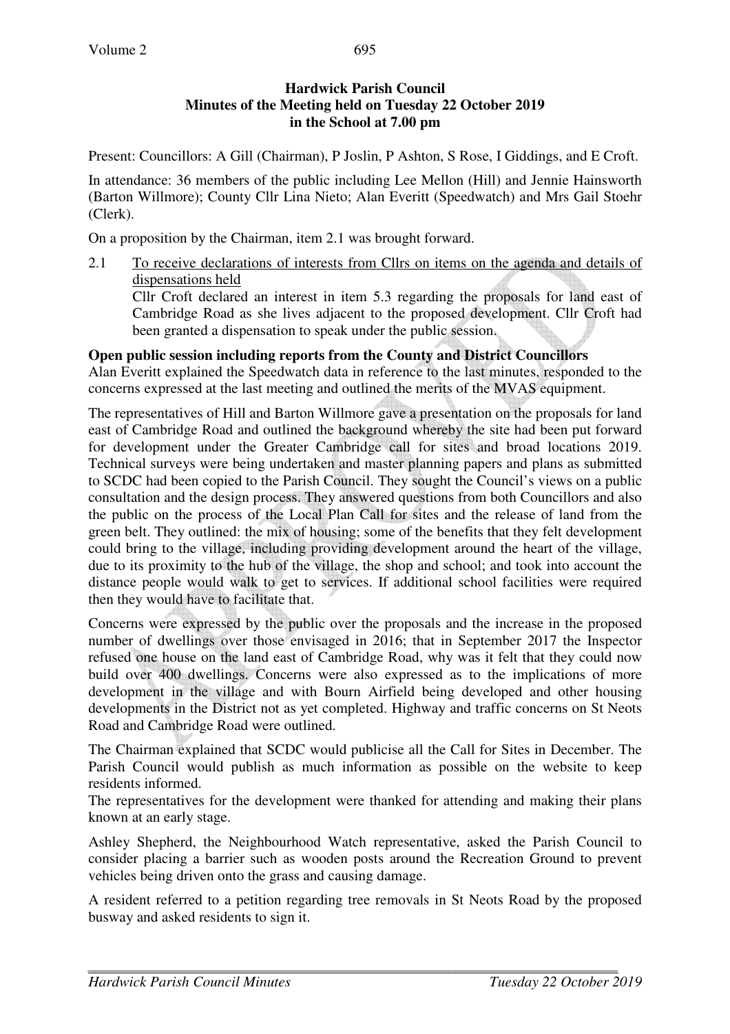**Hardwick Parish Council**
**Minutes of the Meeting held on Tuesday 22 October 2019**
**in the School at 7.00 pm**

Present: Councillors: A Gill (Chairman), P Joslin, P Ashton, S Rose, I Giddings, and E Croft.

In attendance: 36 members of the public including Lee Mellon (Hill) and Jennie Hainsworth (Barton Willmore); County Cllr Lina Nieto; Alan Everitt (Speedwatch) and Mrs Gail Stoehr (Clerk).

On a proposition by the Chairman, item 2.1 was brought forward.

2.1 To receive declarations of interests from Cllrs on items on the agenda and details of dispensations held

Cllr Croft declared an interest in item 5.3 regarding the proposals for land east of Cambridge Road as she lives adjacent to the proposed development. Cllr Croft had been granted a dispensation to speak under the public session.

**Open public session including reports from the County and District Councillors**

Alan Everitt explained the Speedwatch data in reference to the last minutes, responded to the concerns expressed at the last meeting and outlined the merits of the MVAS equipment.

The representatives of Hill and Barton Willmore gave a presentation on the proposals for land east of Cambridge Road and outlined the background whereby the site had been put forward for development under the Greater Cambridge call for sites and broad locations 2019. Technical surveys were being undertaken and master planning papers and plans as submitted to SCDC had been copied to the Parish Council. They sought the Council's views on a public consultation and the design process. They answered questions from both Councillors and also the public on the process of the Local Plan Call for sites and the release of land from the green belt. They outlined: the mix of housing; some of the benefits that they felt development could bring to the village, including providing development around the heart of the village, due to its proximity to the hub of the village, the shop and school; and took into account the distance people would walk to get to services. If additional school facilities were required then they would have to facilitate that.

Concerns were expressed by the public over the proposals and the increase in the proposed number of dwellings over those envisaged in 2016; that in September 2017 the Inspector refused one house on the land east of Cambridge Road, why was it felt that they could now build over 400 dwellings. Concerns were also expressed as to the implications of more development in the village and with Bourn Airfield being developed and other housing developments in the District not as yet completed. Highway and traffic concerns on St Neots Road and Cambridge Road were outlined.

The Chairman explained that SCDC would publicise all the Call for Sites in December. The Parish Council would publish as much information as possible on the website to keep residents informed.

The representatives for the development were thanked for attending and making their plans known at an early stage.

Ashley Shepherd, the Neighbourhood Watch representative, asked the Parish Council to consider placing a barrier such as wooden posts around the Recreation Ground to prevent vehicles being driven onto the grass and causing damage.

A resident referred to a petition regarding tree removals in St Neots Road by the proposed busway and asked residents to sign it.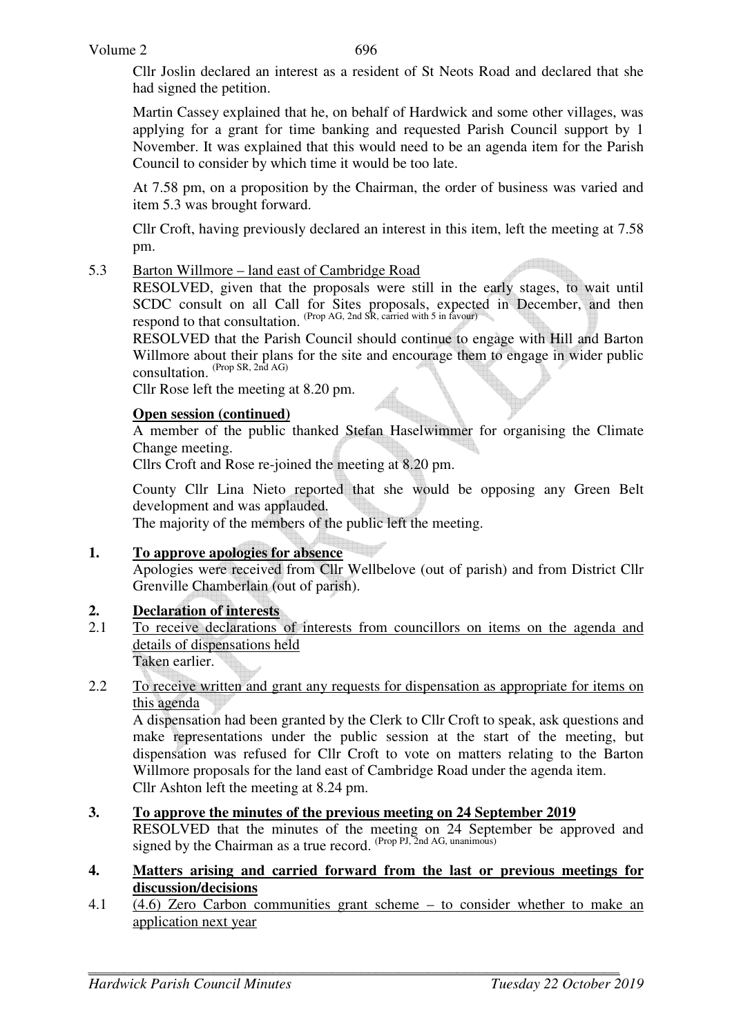Cllr Joslin declared an interest as a resident of St Neots Road and declared that she had signed the petition.

Martin Cassey explained that he, on behalf of Hardwick and some other villages, was applying for a grant for time banking and requested Parish Council support by 1 November. It was explained that this would need to be an agenda item for the Parish Council to consider by which time it would be too late.

At 7.58 pm, on a proposition by the Chairman, the order of business was varied and item 5.3 was brought forward.

Cllr Croft, having previously declared an interest in this item, left the meeting at 7.58 pm.

5.3 Barton Willmore – land east of Cambridge Road

RESOLVED, given that the proposals were still in the early stages, to wait until SCDC consult on all Call for Sites proposals, expected in December, and then respond to that consultation. (Prop AG, 2nd SR, carried with 5 in favour)

RESOLVED that the Parish Council should continue to engage with Hill and Barton Willmore about their plans for the site and encourage them to engage in wider public consultation. (Prop SR, 2nd AG)

Cllr Rose left the meeting at 8.20 pm.

**Open session (continued)**

A member of the public thanked Stefan Haselwimmer for organising the Climate Change meeting.

Cllrs Croft and Rose re-joined the meeting at 8.20 pm.

County Cllr Lina Nieto reported that she would be opposing any Green Belt development and was applauded.

The majority of the members of the public left the meeting.

## 1. To approve apologies for absence

Apologies were received from Cllr Wellbelove (out of parish) and from District Cllr Grenville Chamberlain (out of parish).

## 2. Declaration of interests

2.1 To receive declarations of interests from councillors on items on the agenda and details of dispensations held

Taken earlier.

2.2 To receive written and grant any requests for dispensation as appropriate for items on this agenda

A dispensation had been granted by the Clerk to Cllr Croft to speak, ask questions and make representations under the public session at the start of the meeting, but dispensation was refused for Cllr Croft to vote on matters relating to the Barton Willmore proposals for the land east of Cambridge Road under the agenda item.

Cllr Ashton left the meeting at 8.24 pm.

## 3. To approve the minutes of the previous meeting on 24 September 2019

RESOLVED that the minutes of the meeting on 24 September be approved and signed by the Chairman as a true record. (Prop PJ, 2nd AG, unanimous)

## 4. Matters arising and carried forward from the last or previous meetings for discussion/decisions

4.1 (4.6) Zero Carbon communities grant scheme – to consider whether to make an application next year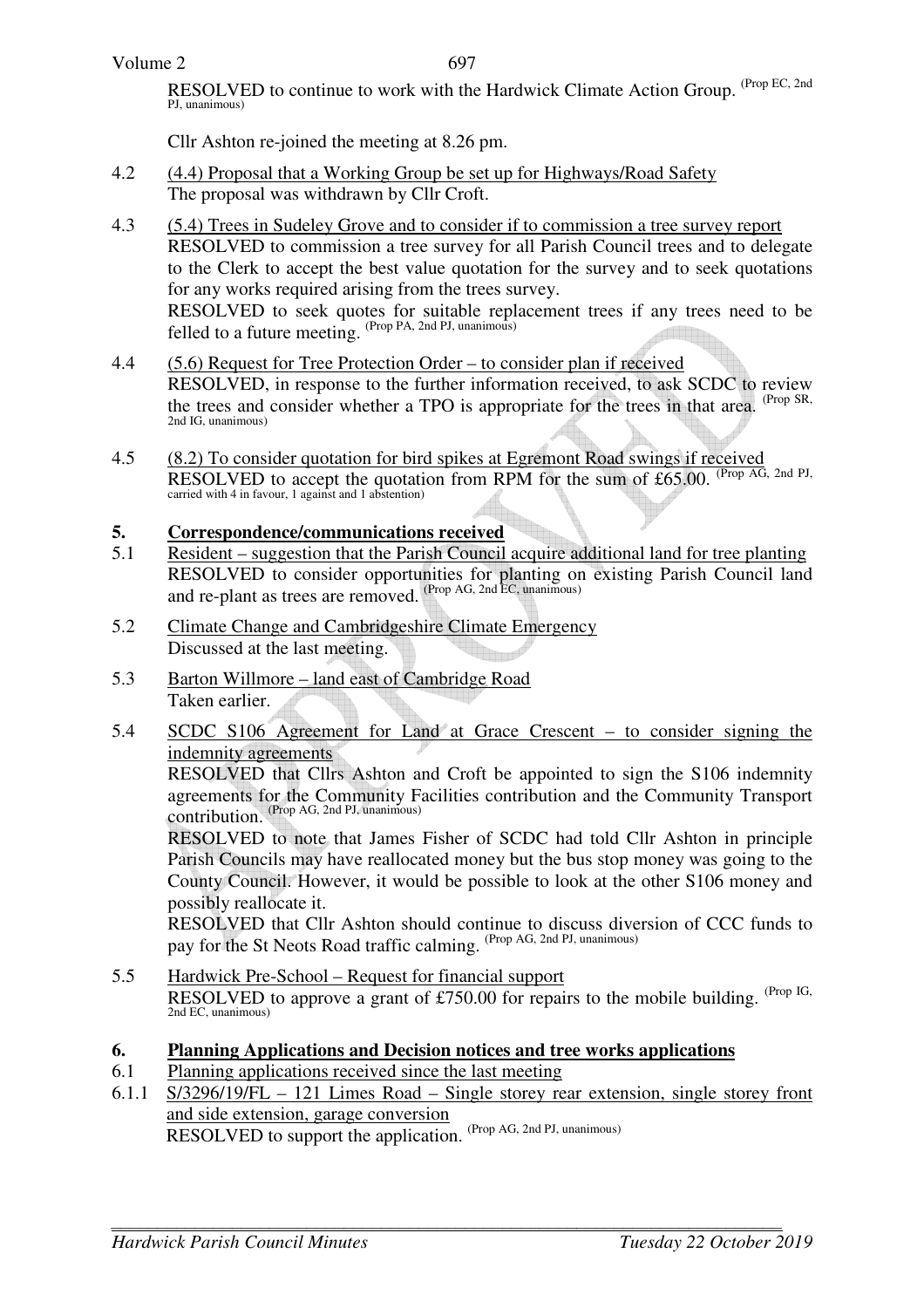RESOLVED to continue to work with the Hardwick Climate Action Group. (Prop EC, 2nd PJ, unanimous)

Cllr Ashton re-joined the meeting at 8.26 pm.

4.2 (4.4) Proposal that a Working Group be set up for Highways/Road Safety
The proposal was withdrawn by Cllr Croft.

4.3 (5.4) Trees in Sudeley Grove and to consider if to commission a tree survey report
RESOLVED to commission a tree survey for all Parish Council trees and to delegate to the Clerk to accept the best value quotation for the survey and to seek quotations for any works required arising from the trees survey.
RESOLVED to seek quotes for suitable replacement trees if any trees need to be felled to a future meeting. (Prop PA, 2nd PJ, unanimous)

4.4 (5.6) Request for Tree Protection Order – to consider plan if received
RESOLVED, in response to the further information received, to ask SCDC to review the trees and consider whether a TPO is appropriate for the trees in that area. (Prop SR, 2nd IG, unanimous)

4.5 (8.2) To consider quotation for bird spikes at Egremont Road swings if received
RESOLVED to accept the quotation from RPM for the sum of £65.00. (Prop AG, 2nd PJ, carried with 4 in favour, 1 against and 1 abstention)

## 5. Correspondence/communications received

5.1 Resident – suggestion that the Parish Council acquire additional land for tree planting
RESOLVED to consider opportunities for planting on existing Parish Council land and re-plant as trees are removed. (Prop AG, 2nd EC, unanimous)

5.2 Climate Change and Cambridgeshire Climate Emergency
Discussed at the last meeting.

5.3 Barton Willmore – land east of Cambridge Road
Taken earlier.

5.4 SCDC S106 Agreement for Land at Grace Crescent – to consider signing the indemnity agreements
RESOLVED that Cllrs Ashton and Croft be appointed to sign the S106 indemnity agreements for the Community Facilities contribution and the Community Transport contribution. (Prop AG, 2nd PJ, unanimous)
RESOLVED to note that James Fisher of SCDC had told Cllr Ashton in principle Parish Councils may have reallocated money but the bus stop money was going to the County Council. However, it would be possible to look at the other S106 money and possibly reallocate it.
RESOLVED that Cllr Ashton should continue to discuss diversion of CCC funds to pay for the St Neots Road traffic calming. (Prop AG, 2nd PJ, unanimous)

5.5 Hardwick Pre-School – Request for financial support
RESOLVED to approve a grant of £750.00 for repairs to the mobile building. (Prop IG, 2nd EC, unanimous)

## 6. Planning Applications and Decision notices and tree works applications

6.1 Planning applications received since the last meeting

6.1.1 S/3296/19/FL – 121 Limes Road – Single storey rear extension, single storey front and side extension, garage conversion
RESOLVED to support the application. (Prop AG, 2nd PJ, unanimous)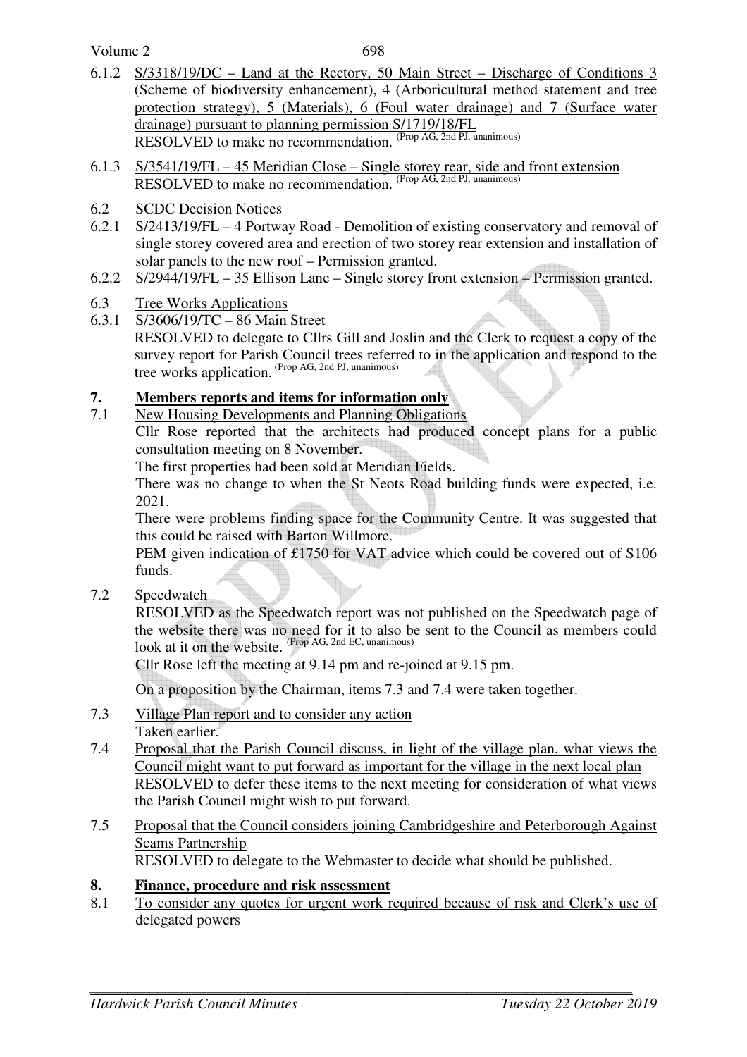6.1.2 S/3318/19/DC – Land at the Rectory, 50 Main Street – Discharge of Conditions 3 (Scheme of biodiversity enhancement), 4 (Arboricultural method statement and tree protection strategy), 5 (Materials), 6 (Foul water drainage) and 7 (Surface water drainage) pursuant to planning permission S/1719/18/FL
RESOLVED to make no recommendation. (Prop AG, 2nd PJ, unanimous)

6.1.3 S/3541/19/FL – 45 Meridian Close – Single storey rear, side and front extension
RESOLVED to make no recommendation. (Prop AG, 2nd PJ, unanimous)

6.2 SCDC Decision Notices

6.2.1 S/2413/19/FL – 4 Portway Road - Demolition of existing conservatory and removal of single storey covered area and erection of two storey rear extension and installation of solar panels to the new roof – Permission granted.

6.2.2 S/2944/19/FL – 35 Ellison Lane – Single storey front extension – Permission granted.

6.3 Tree Works Applications

6.3.1 S/3606/19/TC – 86 Main Street
RESOLVED to delegate to Cllrs Gill and Joslin and the Clerk to request a copy of the survey report for Parish Council trees referred to in the application and respond to the tree works application. (Prop AG, 2nd PJ, unanimous)

## 7. Members reports and items for information only

7.1 New Housing Developments and Planning Obligations

Cllr Rose reported that the architects had produced concept plans for a public consultation meeting on 8 November.

The first properties had been sold at Meridian Fields.

There was no change to when the St Neots Road building funds were expected, i.e. 2021.

There were problems finding space for the Community Centre. It was suggested that this could be raised with Barton Willmore.

PEM given indication of £1750 for VAT advice which could be covered out of S106 funds.

7.2 Speedwatch

RESOLVED as the Speedwatch report was not published on the Speedwatch page of the website there was no need for it to also be sent to the Council as members could look at it on the website. (Prop AG, 2nd EC, unanimous)

Cllr Rose left the meeting at 9.14 pm and re-joined at 9.15 pm.

On a proposition by the Chairman, items 7.3 and 7.4 were taken together.

7.3 Village Plan report and to consider any action
Taken earlier.

7.4 Proposal that the Parish Council discuss, in light of the village plan, what views the Council might want to put forward as important for the village in the next local plan
RESOLVED to defer these items to the next meeting for consideration of what views the Parish Council might wish to put forward.

7.5 Proposal that the Council considers joining Cambridgeshire and Peterborough Against Scams Partnership
RESOLVED to delegate to the Webmaster to decide what should be published.

## 8. Finance, procedure and risk assessment

8.1 To consider any quotes for urgent work required because of risk and Clerk's use of delegated powers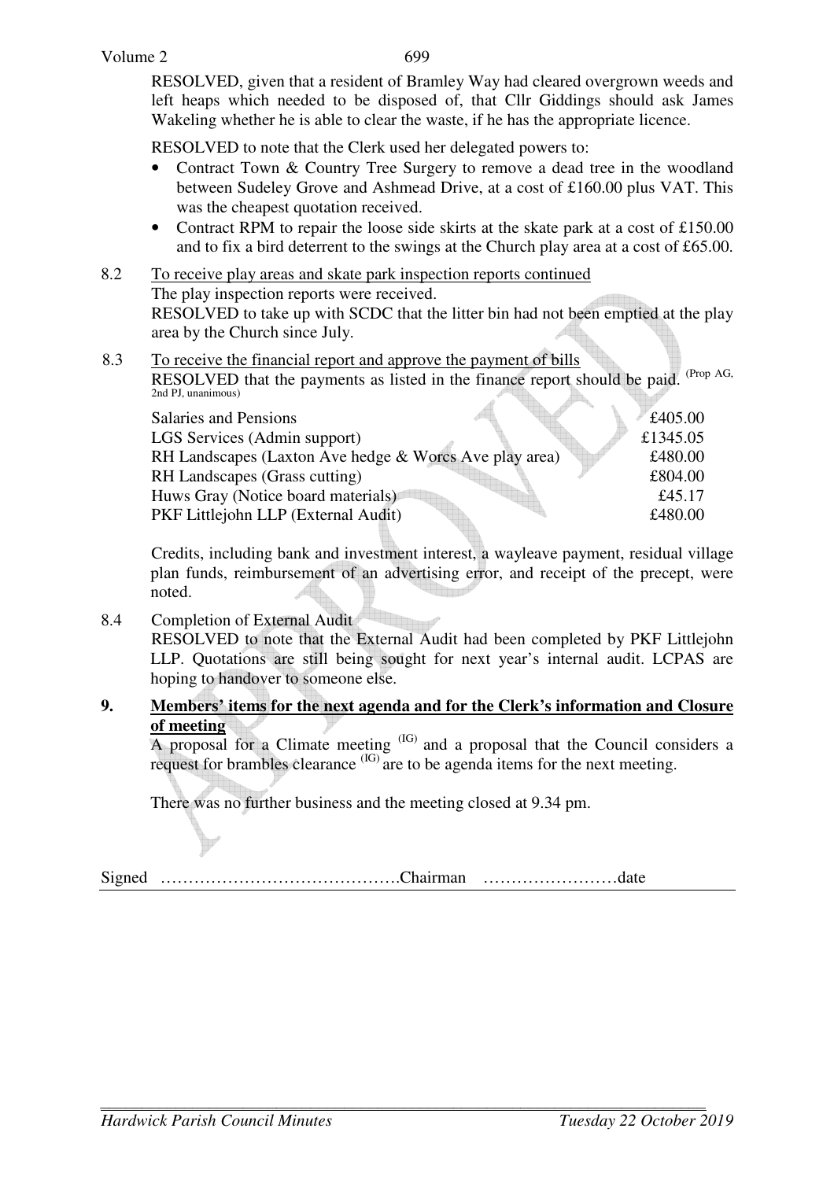RESOLVED, given that a resident of Bramley Way had cleared overgrown weeds and left heaps which needed to be disposed of, that Cllr Giddings should ask James Wakeling whether he is able to clear the waste, if he has the appropriate licence.

RESOLVED to note that the Clerk used her delegated powers to:

- Contract Town & Country Tree Surgery to remove a dead tree in the woodland between Sudeley Grove and Ashmead Drive, at a cost of £160.00 plus VAT. This was the cheapest quotation received.
- Contract RPM to repair the loose side skirts at the skate park at a cost of £150.00 and to fix a bird deterrent to the swings at the Church play area at a cost of £65.00.

8.2 <u>To receive play areas and skate park inspection reports continued</u>

The play inspection reports were received.

RESOLVED to take up with SCDC that the litter bin had not been emptied at the play area by the Church since July.

8.3 <u>To receive the financial report and approve the payment of bills</u>

RESOLVED that the payments as listed in the finance report should be paid. (Prop AG, 2nd PJ, unanimous)

| | |
|---|---|
| Salaries and Pensions | £405.00 |
| LGS Services (Admin support) | £1345.05 |
| RH Landscapes (Laxton Ave hedge & Worcs Ave play area) | £480.00 |
| RH Landscapes (Grass cutting) | £804.00 |
| Huws Gray (Notice board materials) | £45.17 |
| PKF Littlejohn LLP (External Audit) | £480.00 |

Credits, including bank and investment interest, a wayleave payment, residual village plan funds, reimbursement of an advertising error, and receipt of the precept, were noted.

8.4 Completion of External Audit

RESOLVED to note that the External Audit had been completed by PKF Littlejohn LLP. Quotations are still being sought for next year's internal audit. LCPAS are hoping to handover to someone else.

**9. <u>Members' items for the next agenda and for the Clerk's information and Closure of meeting</u>**

A proposal for a Climate meeting (IG) and a proposal that the Council considers a request for brambles clearance (IG) are to be agenda items for the next meeting.

There was no further business and the meeting closed at 9.34 pm.

Signed …………………………………….Chairman ……………………date